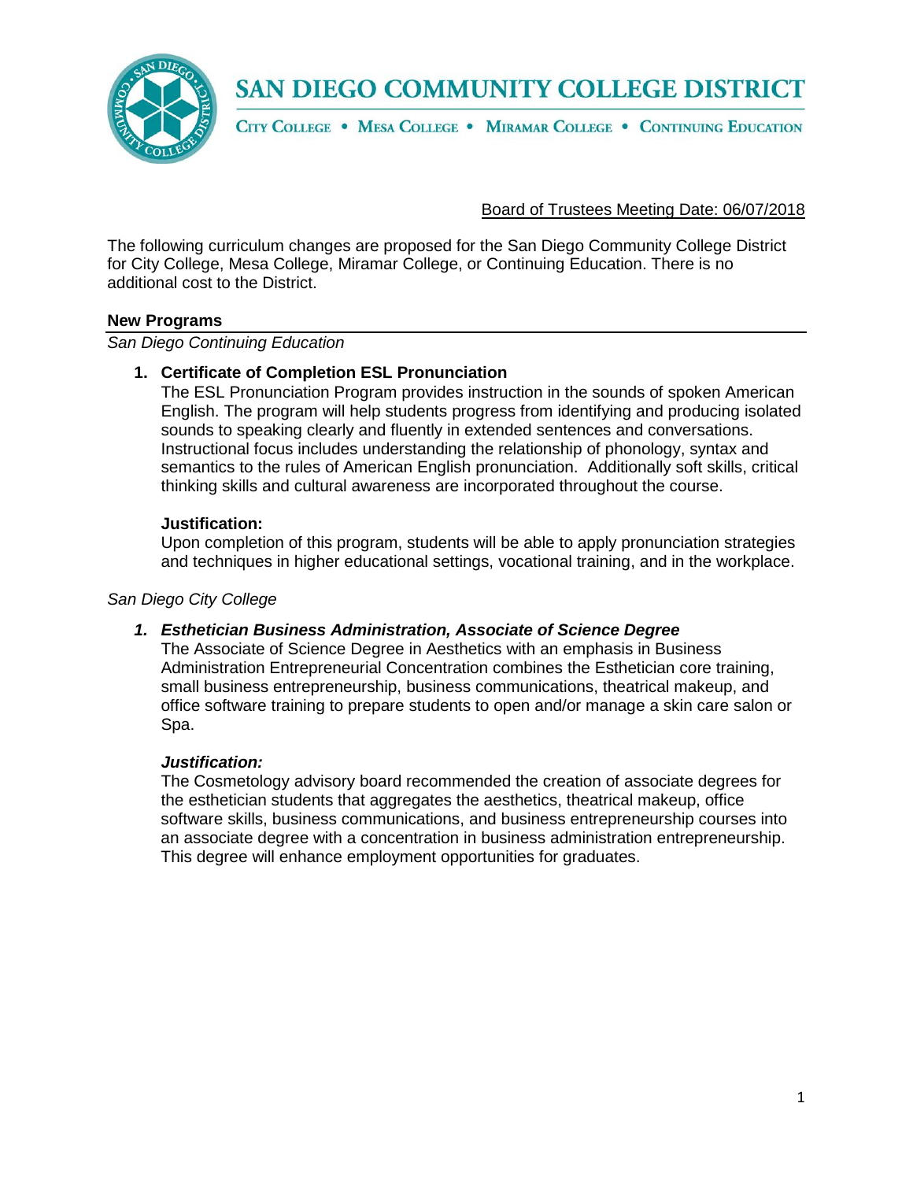# SAN DIEGO COMMUNITY COLLEGE DISTRICT

CITY COLLEGE • MESA COLLEGE • MIRAMAR COLLEGE • CONTINUING EDUCATION

Board of Trustees Meeting Date: 06/07/2018

The following curriculum changes are proposed for the San Diego Community College District for City College, Mesa College, Miramar College, or Continuing Education. There is no additional cost to the District.

## New Programs

*San Diego Continuing Education*

1. **Certificate of Completion ESL Pronunciation**

   The ESL Pronunciation Program provides instruction in the sounds of spoken American English. The program will help students progress from identifying and producing isolated sounds to speaking clearly and fluently in extended sentences and conversations. Instructional focus includes understanding the relationship of phonology, syntax and semantics to the rules of American English pronunciation. Additionally soft skills, critical thinking skills and cultural awareness are incorporated throughout the course.

   **Justification:**

   Upon completion of this program, students will be able to apply pronunciation strategies and techniques in higher educational settings, vocational training, and in the workplace.

*San Diego City College*

1. ***Esthetician Business Administration, Associate of Science Degree***

   The Associate of Science Degree in Aesthetics with an emphasis in Business Administration Entrepreneurial Concentration combines the Esthetician core training, small business entrepreneurship, business communications, theatrical makeup, and office software training to prepare students to open and/or manage a skin care salon or Spa.

   ***Justification:***

   The Cosmetology advisory board recommended the creation of associate degrees for the esthetician students that aggregates the aesthetics, theatrical makeup, office software skills, business communications, and business entrepreneurship courses into an associate degree with a concentration in business administration entrepreneurship. This degree will enhance employment opportunities for graduates.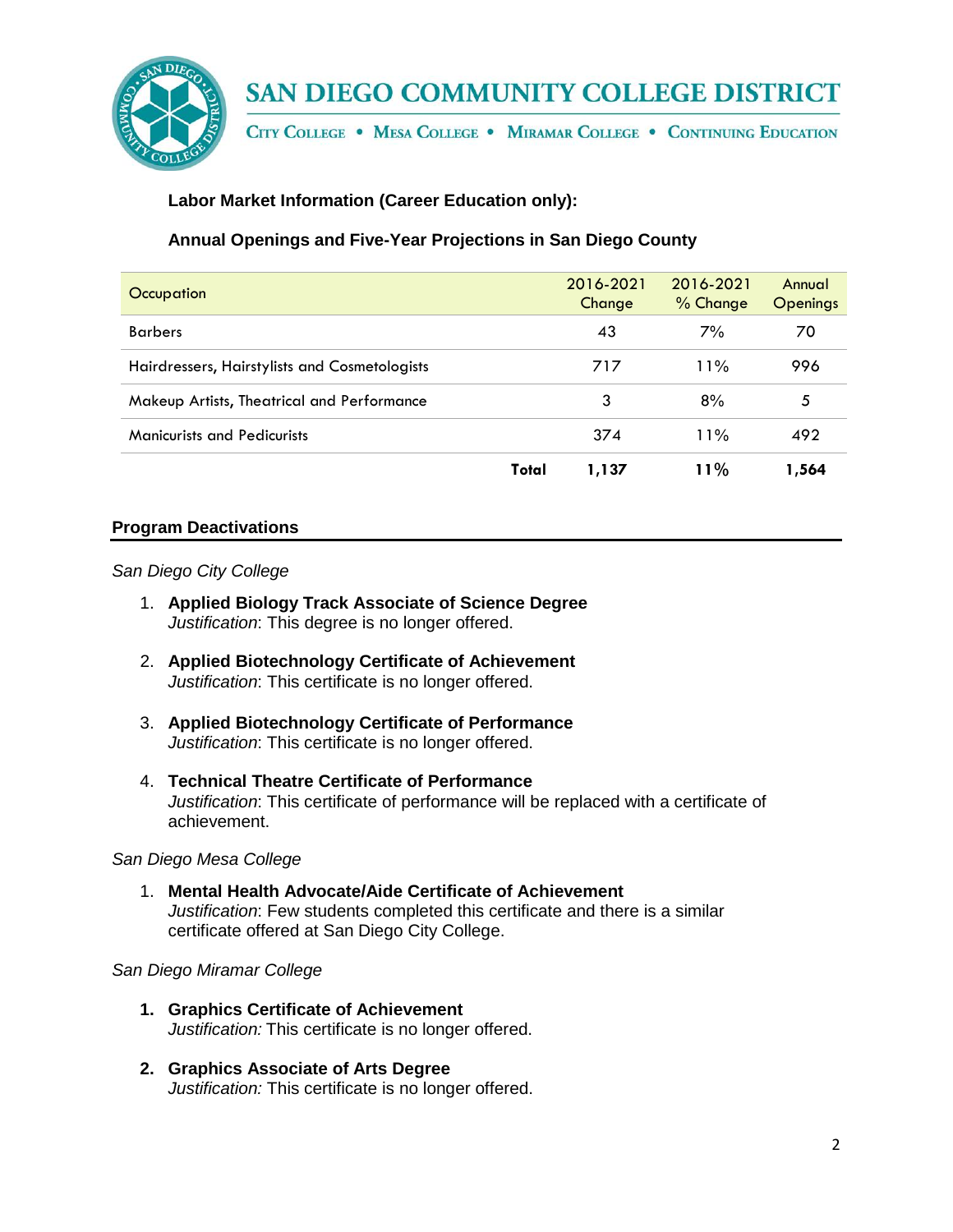**Labor Market Information (Career Education only):**

**Annual Openings and Five-Year Projections in San Diego County**

| Occupation | 2016-2021 Change | 2016-2021 % Change | Annual Openings |
|---|---|---|---|
| Barbers | 43 | 7% | 70 |
| Hairdressers, Hairstylists and Cosmetologists | 717 | 11% | 996 |
| Makeup Artists, Theatrical and Performance | 3 | 8% | 5 |
| Manicurists and Pedicurists | 374 | 11% | 492 |
| **Total** | **1,137** | **11%** | **1,564** |

## Program Deactivations

*San Diego City College*

1. **Applied Biology Track Associate of Science Degree**
   *Justification*: This degree is no longer offered.

2. **Applied Biotechnology Certificate of Achievement**
   *Justification*: This certificate is no longer offered.

3. **Applied Biotechnology Certificate of Performance**
   *Justification*: This certificate is no longer offered.

4. **Technical Theatre Certificate of Performance**
   *Justification*: This certificate of performance will be replaced with a certificate of achievement.

*San Diego Mesa College*

1. **Mental Health Advocate/Aide Certificate of Achievement**
   *Justification*: Few students completed this certificate and there is a similar certificate offered at San Diego City College.

*San Diego Miramar College*

1. **Graphics Certificate of Achievement**
   *Justification:* This certificate is no longer offered.

2. **Graphics Associate of Arts Degree**
   *Justification:* This certificate is no longer offered.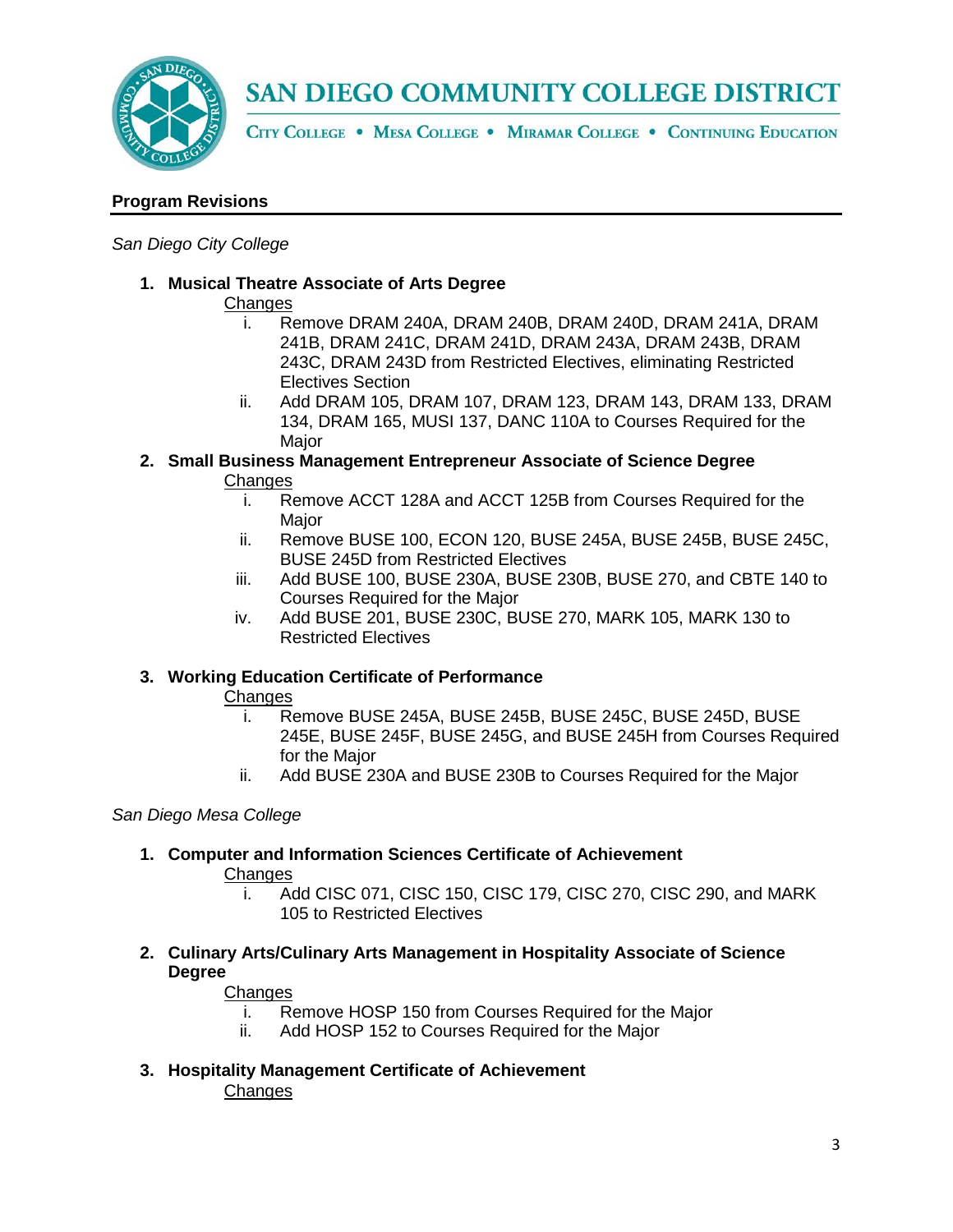## Program Revisions

*San Diego City College*

1. **Musical Theatre Associate of Arts Degree**

   Changes

   i. Remove DRAM 240A, DRAM 240B, DRAM 240D, DRAM 241A, DRAM 241B, DRAM 241C, DRAM 241D, DRAM 243A, DRAM 243B, DRAM 243C, DRAM 243D from Restricted Electives, eliminating Restricted Electives Section

   ii. Add DRAM 105, DRAM 107, DRAM 123, DRAM 143, DRAM 133, DRAM 134, DRAM 165, MUSI 137, DANC 110A to Courses Required for the Major

2. **Small Business Management Entrepreneur Associate of Science Degree**

   Changes

   i. Remove ACCT 128A and ACCT 125B from Courses Required for the Major

   ii. Remove BUSE 100, ECON 120, BUSE 245A, BUSE 245B, BUSE 245C, BUSE 245D from Restricted Electives

   iii. Add BUSE 100, BUSE 230A, BUSE 230B, BUSE 270, and CBTE 140 to Courses Required for the Major

   iv. Add BUSE 201, BUSE 230C, BUSE 270, MARK 105, MARK 130 to Restricted Electives

3. **Working Education Certificate of Performance**

   Changes

   i. Remove BUSE 245A, BUSE 245B, BUSE 245C, BUSE 245D, BUSE 245E, BUSE 245F, BUSE 245G, and BUSE 245H from Courses Required for the Major

   ii. Add BUSE 230A and BUSE 230B to Courses Required for the Major

*San Diego Mesa College*

1. **Computer and Information Sciences Certificate of Achievement**

   Changes

   i. Add CISC 071, CISC 150, CISC 179, CISC 270, CISC 290, and MARK 105 to Restricted Electives

2. **Culinary Arts/Culinary Arts Management in Hospitality Associate of Science Degree**

   Changes

   i. Remove HOSP 150 from Courses Required for the Major

   ii. Add HOSP 152 to Courses Required for the Major

3. **Hospitality Management Certificate of Achievement**

   Changes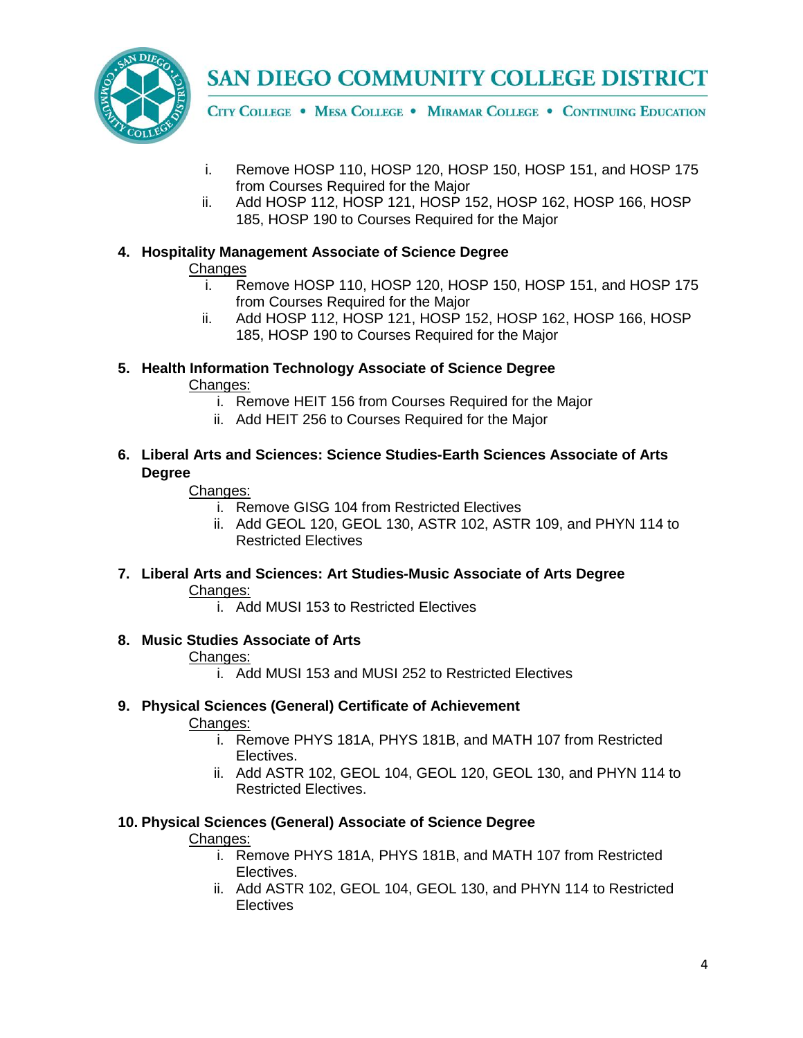i. Remove HOSP 110, HOSP 120, HOSP 150, HOSP 151, and HOSP 175 from Courses Required for the Major
ii. Add HOSP 112, HOSP 121, HOSP 152, HOSP 162, HOSP 166, HOSP 185, HOSP 190 to Courses Required for the Major

**4. Hospitality Management Associate of Science Degree**

Changes

i. Remove HOSP 110, HOSP 120, HOSP 150, HOSP 151, and HOSP 175 from Courses Required for the Major
ii. Add HOSP 112, HOSP 121, HOSP 152, HOSP 162, HOSP 166, HOSP 185, HOSP 190 to Courses Required for the Major

**5. Health Information Technology Associate of Science Degree**

Changes:

i. Remove HEIT 156 from Courses Required for the Major
ii. Add HEIT 256 to Courses Required for the Major

**6. Liberal Arts and Sciences: Science Studies-Earth Sciences Associate of Arts Degree**

Changes:

i. Remove GISG 104 from Restricted Electives
ii. Add GEOL 120, GEOL 130, ASTR 102, ASTR 109, and PHYN 114 to Restricted Electives

**7. Liberal Arts and Sciences: Art Studies-Music Associate of Arts Degree**

Changes:

i. Add MUSI 153 to Restricted Electives

**8. Music Studies Associate of Arts**

Changes:

i. Add MUSI 153 and MUSI 252 to Restricted Electives

**9. Physical Sciences (General) Certificate of Achievement**

Changes:

i. Remove PHYS 181A, PHYS 181B, and MATH 107 from Restricted Electives.
ii. Add ASTR 102, GEOL 104, GEOL 120, GEOL 130, and PHYN 114 to Restricted Electives.

**10. Physical Sciences (General) Associate of Science Degree**

Changes:

i. Remove PHYS 181A, PHYS 181B, and MATH 107 from Restricted Electives.
ii. Add ASTR 102, GEOL 104, GEOL 130, and PHYN 114 to Restricted Electives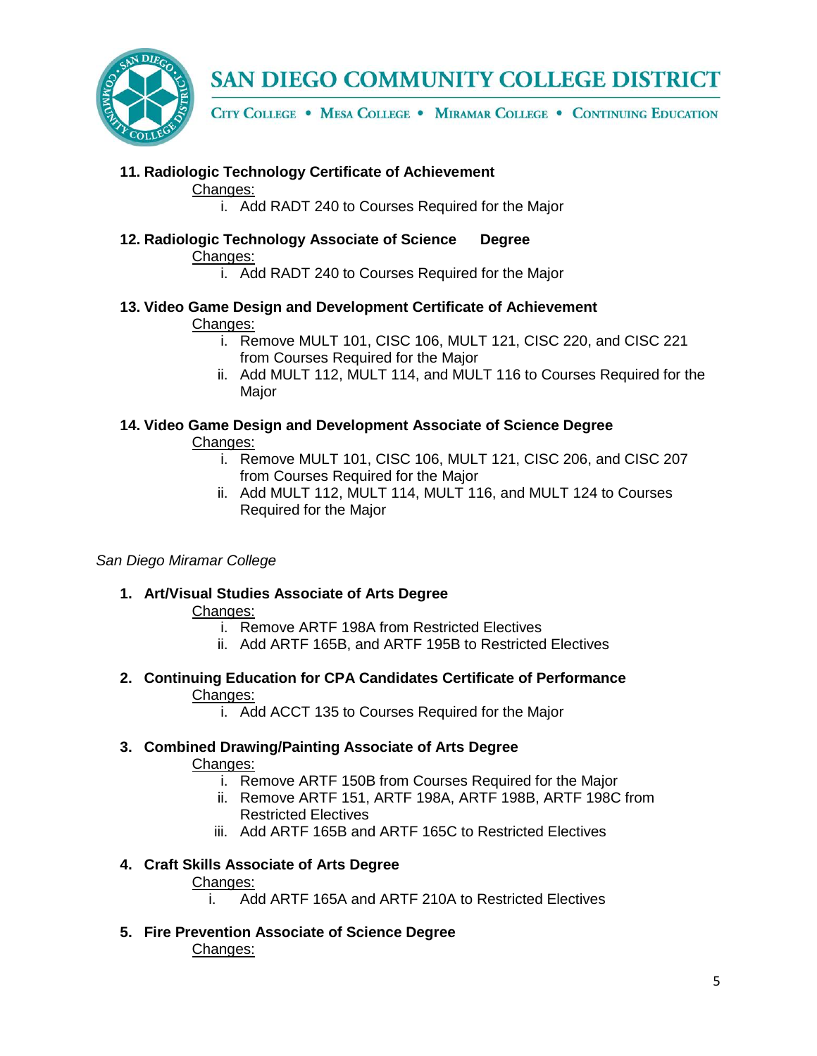**11. Radiologic Technology Certificate of Achievement**

Changes:

i. Add RADT 240 to Courses Required for the Major

**12. Radiologic Technology Associate of Science Degree**

Changes:

i. Add RADT 240 to Courses Required for the Major

**13. Video Game Design and Development Certificate of Achievement**

Changes:

i. Remove MULT 101, CISC 106, MULT 121, CISC 220, and CISC 221 from Courses Required for the Major
ii. Add MULT 112, MULT 114, and MULT 116 to Courses Required for the Major

**14. Video Game Design and Development Associate of Science Degree**

Changes:

i. Remove MULT 101, CISC 106, MULT 121, CISC 206, and CISC 207 from Courses Required for the Major
ii. Add MULT 112, MULT 114, MULT 116, and MULT 124 to Courses Required for the Major

*San Diego Miramar College*

**1. Art/Visual Studies Associate of Arts Degree**

Changes:

i. Remove ARTF 198A from Restricted Electives
ii. Add ARTF 165B, and ARTF 195B to Restricted Electives

**2. Continuing Education for CPA Candidates Certificate of Performance**

Changes:

i. Add ACCT 135 to Courses Required for the Major

**3. Combined Drawing/Painting Associate of Arts Degree**

Changes:

i. Remove ARTF 150B from Courses Required for the Major
ii. Remove ARTF 151, ARTF 198A, ARTF 198B, ARTF 198C from Restricted Electives
iii. Add ARTF 165B and ARTF 165C to Restricted Electives

**4. Craft Skills Associate of Arts Degree**

Changes:

i. Add ARTF 165A and ARTF 210A to Restricted Electives

**5. Fire Prevention Associate of Science Degree**

Changes: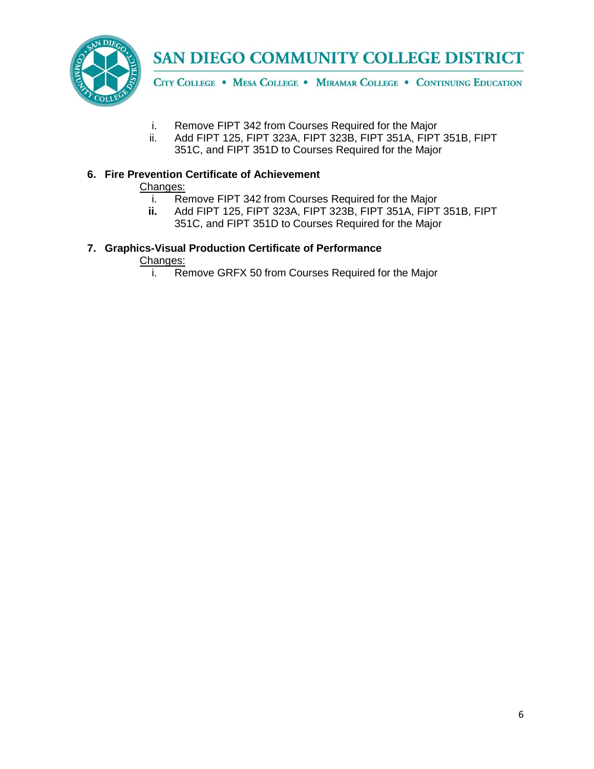i. Remove FIPT 342 from Courses Required for the Major
ii. Add FIPT 125, FIPT 323A, FIPT 323B, FIPT 351A, FIPT 351B, FIPT 351C, and FIPT 351D to Courses Required for the Major

**6. Fire Prevention Certificate of Achievement**

<u>Changes:</u>

i. Remove FIPT 342 from Courses Required for the Major
**ii.** Add FIPT 125, FIPT 323A, FIPT 323B, FIPT 351A, FIPT 351B, FIPT 351C, and FIPT 351D to Courses Required for the Major

**7. Graphics-Visual Production Certificate of Performance**

<u>Changes:</u>

i. Remove GRFX 50 from Courses Required for the Major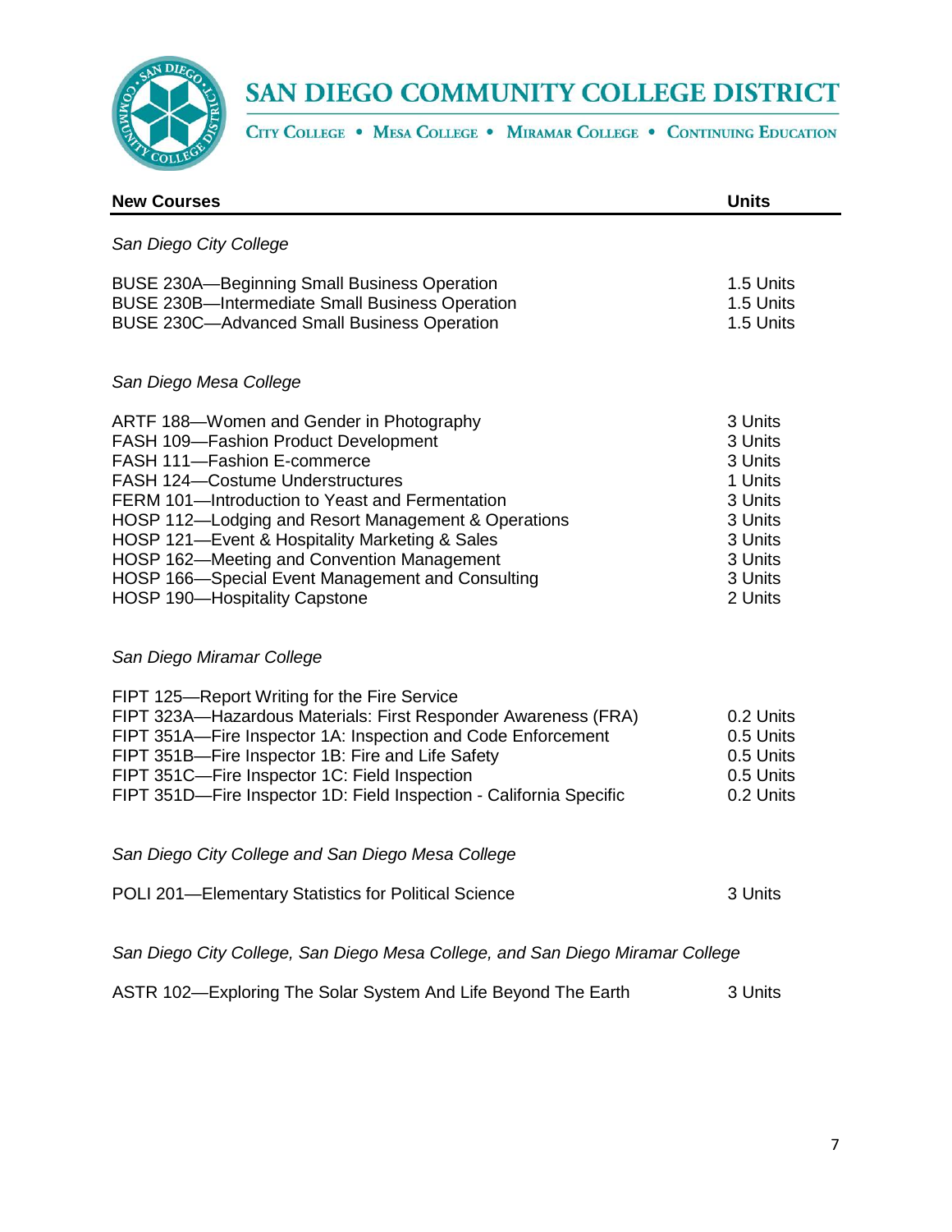# SAN DIEGO COMMUNITY COLLEGE DISTRICT

CITY COLLEGE • MESA COLLEGE • MIRAMAR COLLEGE • CONTINUING EDUCATION

| New Courses | Units |
|---|---|
| *San Diego City College* | |
| BUSE 230A—Beginning Small Business Operation | 1.5 Units |
| BUSE 230B—Intermediate Small Business Operation | 1.5 Units |
| BUSE 230C—Advanced Small Business Operation | 1.5 Units |
| *San Diego Mesa College* | |
| ARTF 188—Women and Gender in Photography | 3 Units |
| FASH 109—Fashion Product Development | 3 Units |
| FASH 111—Fashion E-commerce | 3 Units |
| FASH 124—Costume Understructures | 1 Units |
| FERM 101—Introduction to Yeast and Fermentation | 3 Units |
| HOSP 112—Lodging and Resort Management & Operations | 3 Units |
| HOSP 121—Event & Hospitality Marketing & Sales | 3 Units |
| HOSP 162—Meeting and Convention Management | 3 Units |
| HOSP 166—Special Event Management and Consulting | 3 Units |
| HOSP 190—Hospitality Capstone | 2 Units |
| *San Diego Miramar College* | |
| FIPT 125—Report Writing for the Fire Service | |
| FIPT 323A—Hazardous Materials: First Responder Awareness (FRA) | 0.2 Units |
| FIPT 351A—Fire Inspector 1A: Inspection and Code Enforcement | 0.5 Units |
| FIPT 351B—Fire Inspector 1B: Fire and Life Safety | 0.5 Units |
| FIPT 351C—Fire Inspector 1C: Field Inspection | 0.5 Units |
| FIPT 351D—Fire Inspector 1D: Field Inspection - California Specific | 0.2 Units |
| *San Diego City College and San Diego Mesa College* | |
| POLI 201—Elementary Statistics for Political Science | 3 Units |
| *San Diego City College, San Diego Mesa College, and San Diego Miramar College* | |
| ASTR 102—Exploring The Solar System And Life Beyond The Earth | 3 Units |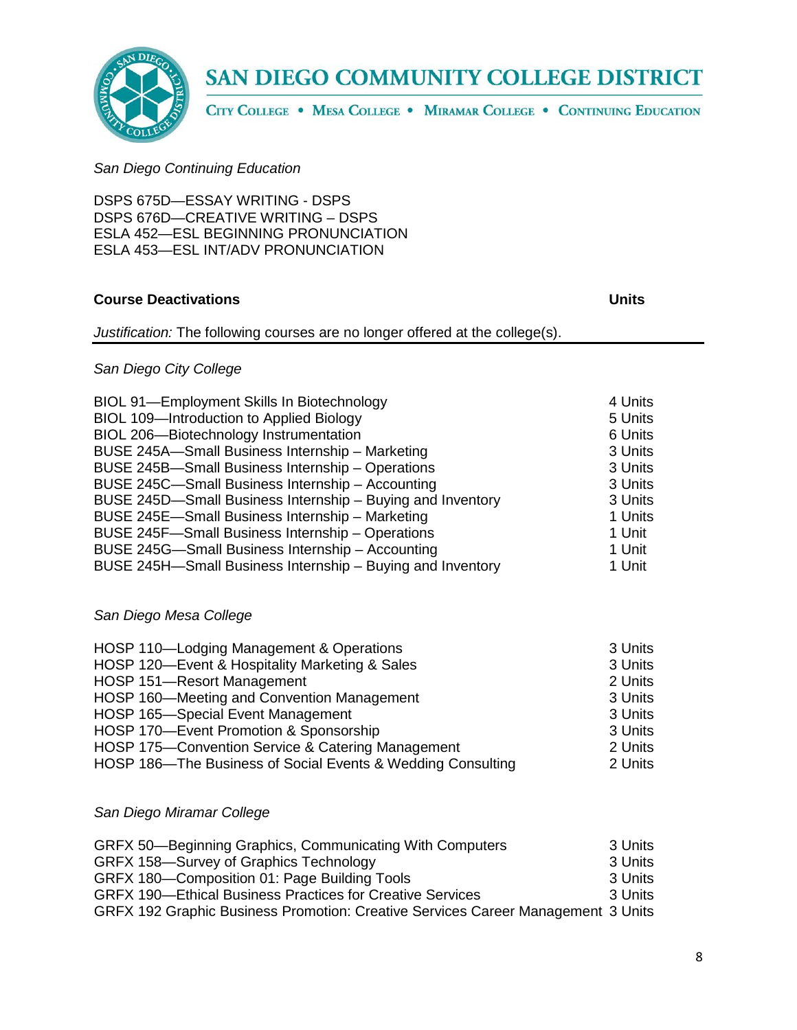*San Diego Continuing Education*

DSPS 675D—ESSAY WRITING - DSPS
DSPS 676D—CREATIVE WRITING – DSPS
ESLA 452—ESL BEGINNING PRONUNCIATION
ESLA 453—ESL INT/ADV PRONUNCIATION

| **Course Deactivations** | **Units** |
|---|---|

*Justification:* The following courses are no longer offered at the college(s).

*San Diego City College*

| Course | Units |
|---|---|
| BIOL 91—Employment Skills In Biotechnology | 4 Units |
| BIOL 109—Introduction to Applied Biology | 5 Units |
| BIOL 206—Biotechnology Instrumentation | 6 Units |
| BUSE 245A—Small Business Internship – Marketing | 3 Units |
| BUSE 245B—Small Business Internship – Operations | 3 Units |
| BUSE 245C—Small Business Internship – Accounting | 3 Units |
| BUSE 245D—Small Business Internship – Buying and Inventory | 3 Units |
| BUSE 245E—Small Business Internship – Marketing | 1 Units |
| BUSE 245F—Small Business Internship – Operations | 1 Unit |
| BUSE 245G—Small Business Internship – Accounting | 1 Unit |
| BUSE 245H—Small Business Internship – Buying and Inventory | 1 Unit |

*San Diego Mesa College*

| Course | Units |
|---|---|
| HOSP 110—Lodging Management & Operations | 3 Units |
| HOSP 120—Event & Hospitality Marketing & Sales | 3 Units |
| HOSP 151—Resort Management | 2 Units |
| HOSP 160—Meeting and Convention Management | 3 Units |
| HOSP 165—Special Event Management | 3 Units |
| HOSP 170—Event Promotion & Sponsorship | 3 Units |
| HOSP 175—Convention Service & Catering Management | 2 Units |
| HOSP 186—The Business of Social Events & Wedding Consulting | 2 Units |

*San Diego Miramar College*

| Course | Units |
|---|---|
| GRFX 50—Beginning Graphics, Communicating With Computers | 3 Units |
| GRFX 158—Survey of Graphics Technology | 3 Units |
| GRFX 180—Composition 01: Page Building Tools | 3 Units |
| GRFX 190—Ethical Business Practices for Creative Services | 3 Units |
| GRFX 192 Graphic Business Promotion: Creative Services Career Management | 3 Units |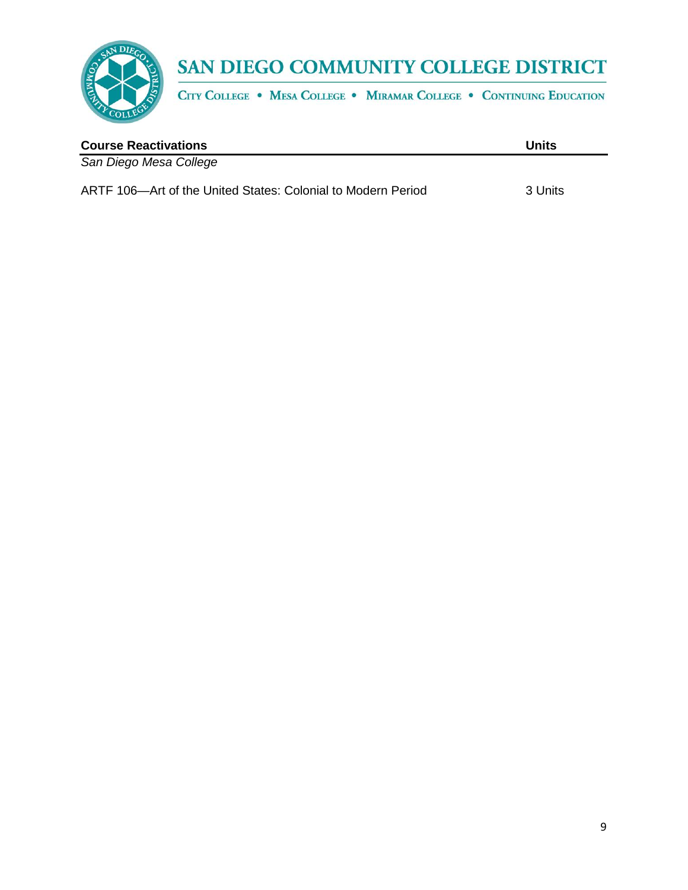| Course Reactivations | Units |
|---|---|
| *San Diego Mesa College* | |
| ARTF 106—Art of the United States: Colonial to Modern Period | 3 Units |